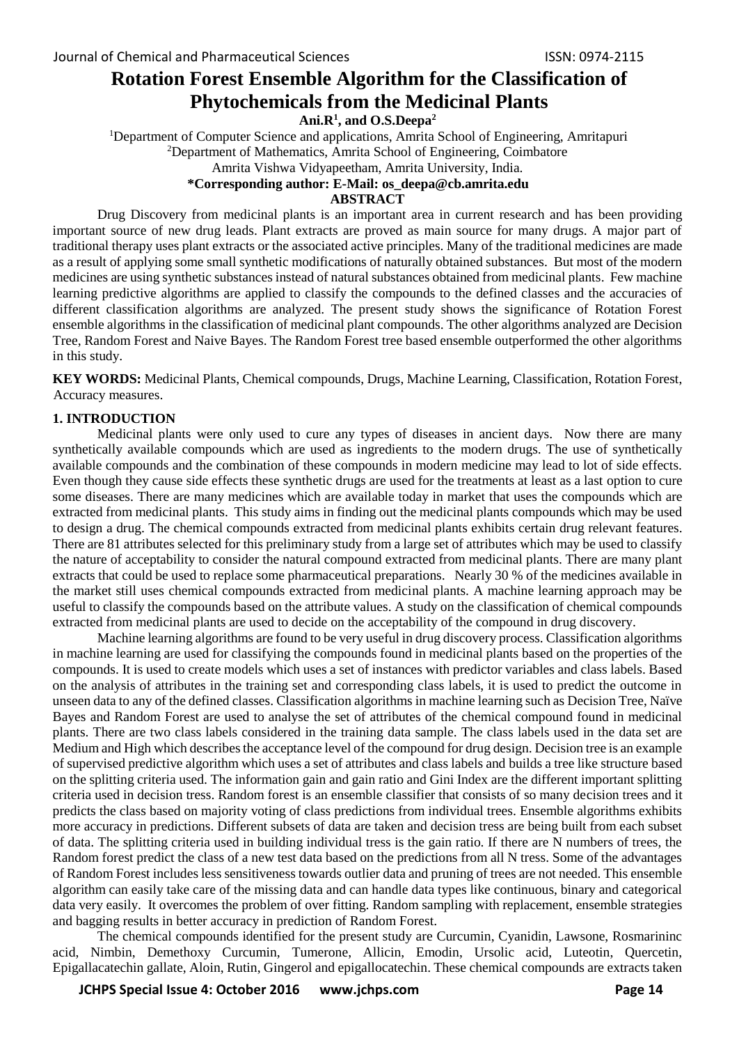# Rotation Forest Ensemble Algorithm for the Classification of Phytochemicals from the Medicinal Plants

**Ani.R[1], and O.S.Deepa[2]**

[1]Department of Computer Science and applications, Amrita School of Engineering, Amritapuri

[2]Department of Mathematics, Amrita School of Engineering, Coimbatore

Amrita Vishwa Vidyapeetham, Amrita University, India.

**\*Corresponding author: E-Mail: os_deepa@cb.amrita.edu**

## ABSTRACT

Drug Discovery from medicinal plants is an important area in current research and has been providing important source of new drug leads. Plant extracts are proved as main source for many drugs. A major part of traditional therapy uses plant extracts or the associated active principles. Many of the traditional medicines are made as a result of applying some small synthetic modifications of naturally obtained substances. But most of the modern medicines are using synthetic substances instead of natural substances obtained from medicinal plants. Few machine learning predictive algorithms are applied to classify the compounds to the defined classes and the accuracies of different classification algorithms are analyzed. The present study shows the significance of Rotation Forest ensemble algorithms in the classification of medicinal plant compounds. The other algorithms analyzed are Decision Tree, Random Forest and Naive Bayes. The Random Forest tree based ensemble outperformed the other algorithms in this study.

**KEY WORDS:** Medicinal Plants, Chemical compounds, Drugs, Machine Learning, Classification, Rotation Forest, Accuracy measures.

## 1. INTRODUCTION

Medicinal plants were only used to cure any types of diseases in ancient days. Now there are many synthetically available compounds which are used as ingredients to the modern drugs. The use of synthetically available compounds and the combination of these compounds in modern medicine may lead to lot of side effects. Even though they cause side effects these synthetic drugs are used for the treatments at least as a last option to cure some diseases. There are many medicines which are available today in market that uses the compounds which are extracted from medicinal plants. This study aims in finding out the medicinal plants compounds which may be used to design a drug. The chemical compounds extracted from medicinal plants exhibits certain drug relevant features. There are 81 attributes selected for this preliminary study from a large set of attributes which may be used to classify the nature of acceptability to consider the natural compound extracted from medicinal plants. There are many plant extracts that could be used to replace some pharmaceutical preparations. Nearly 30 % of the medicines available in the market still uses chemical compounds extracted from medicinal plants. A machine learning approach may be useful to classify the compounds based on the attribute values. A study on the classification of chemical compounds extracted from medicinal plants are used to decide on the acceptability of the compound in drug discovery.

Machine learning algorithms are found to be very useful in drug discovery process. Classification algorithms in machine learning are used for classifying the compounds found in medicinal plants based on the properties of the compounds. It is used to create models which uses a set of instances with predictor variables and class labels. Based on the analysis of attributes in the training set and corresponding class labels, it is used to predict the outcome in unseen data to any of the defined classes. Classification algorithms in machine learning such as Decision Tree, Naïve Bayes and Random Forest are used to analyse the set of attributes of the chemical compound found in medicinal plants. There are two class labels considered in the training data sample. The class labels used in the data set are Medium and High which describes the acceptance level of the compound for drug design. Decision tree is an example of supervised predictive algorithm which uses a set of attributes and class labels and builds a tree like structure based on the splitting criteria used. The information gain and gain ratio and Gini Index are the different important splitting criteria used in decision tress. Random forest is an ensemble classifier that consists of so many decision trees and it predicts the class based on majority voting of class predictions from individual trees. Ensemble algorithms exhibits more accuracy in predictions. Different subsets of data are taken and decision tress are being built from each subset of data. The splitting criteria used in building individual tress is the gain ratio. If there are N numbers of trees, the Random forest predict the class of a new test data based on the predictions from all N tress. Some of the advantages of Random Forest includes less sensitiveness towards outlier data and pruning of trees are not needed. This ensemble algorithm can easily take care of the missing data and can handle data types like continuous, binary and categorical data very easily. It overcomes the problem of over fitting. Random sampling with replacement, ensemble strategies and bagging results in better accuracy in prediction of Random Forest.

The chemical compounds identified for the present study are Curcumin, Cyanidin, Lawsone, Rosmarininc acid, Nimbin, Demethoxy Curcumin, Tumerone, Allicin, Emodin, Ursolic acid, Luteotin, Quercetin, Epigallacatechin gallate, Aloin, Rutin, Gingerol and epigallocatechin. These chemical compounds are extracts taken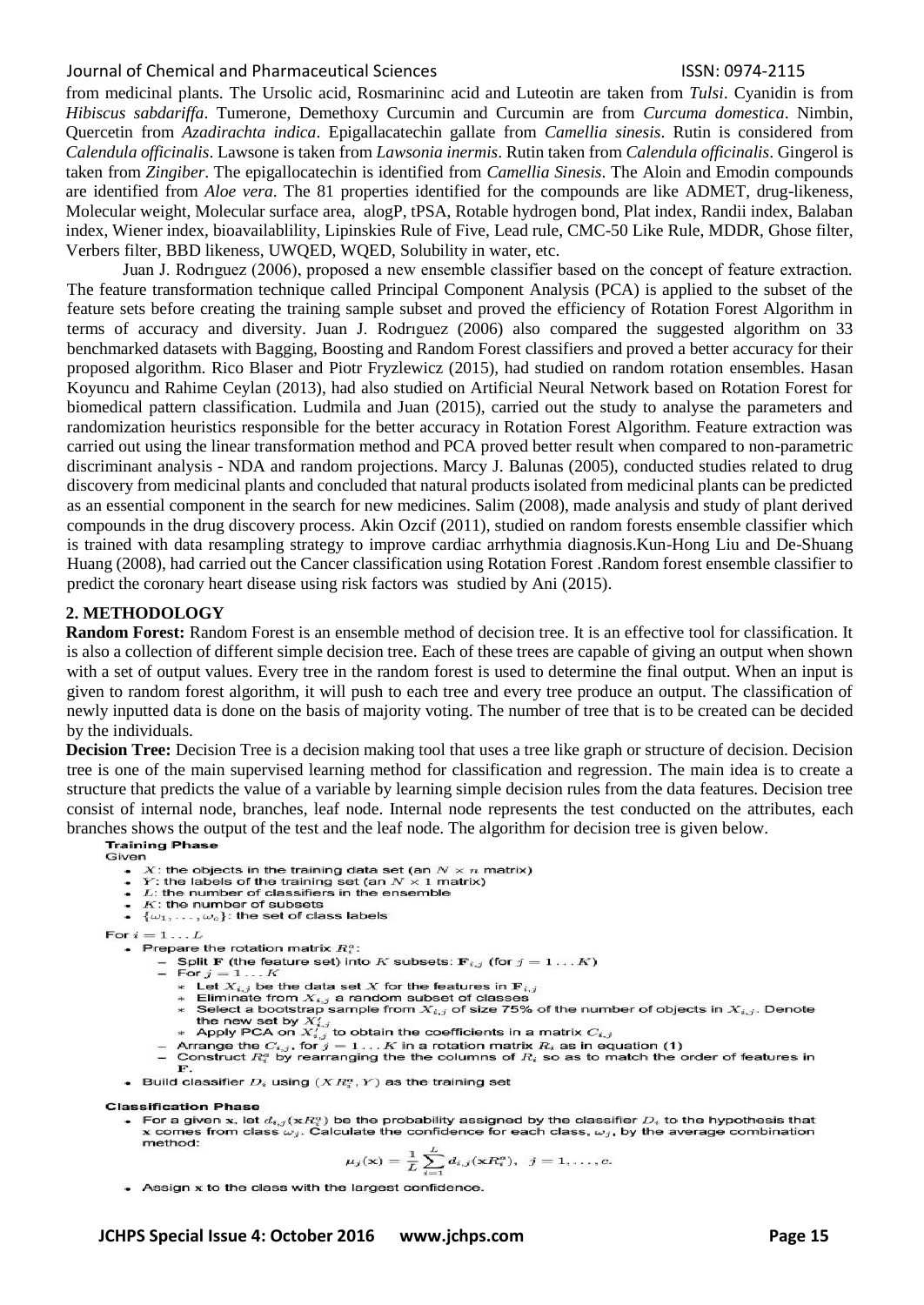from medicinal plants. The Ursolic acid, Rosmarininc acid and Luteotin are taken from *Tulsi*. Cyanidin is from *Hibiscus sabdariffa*. Tumerone, Demethoxy Curcumin and Curcumin are from *Curcuma domestica*. Nimbin, Quercetin from *Azadirachta indica*. Epigallacatechin gallate from *Camellia sinesis*. Rutin is considered from *Calendula officinalis*. Lawsone is taken from *Lawsonia inermis*. Rutin taken from *Calendula officinalis*. Gingerol is taken from *Zingiber*. The epigallocatechin is identified from *Camellia Sinesis*. The Aloin and Emodin compounds are identified from *Aloe vera*. The 81 properties identified for the compounds are like ADMET, drug-likeness, Molecular weight, Molecular surface area, alogP, tPSA, Rotable hydrogen bond, Plat index, Randii index, Balaban index, Wiener index, bioavailablility, Lipinskies Rule of Five, Lead rule, CMC-50 Like Rule, MDDR, Ghose filter, Verbers filter, BBD likeness, UWQED, WQED, Solubility in water, etc.

Juan J. Rodrıguez (2006), proposed a new ensemble classifier based on the concept of feature extraction. The feature transformation technique called Principal Component Analysis (PCA) is applied to the subset of the feature sets before creating the training sample subset and proved the efficiency of Rotation Forest Algorithm in terms of accuracy and diversity. Juan J. Rodrıguez (2006) also compared the suggested algorithm on 33 benchmarked datasets with Bagging, Boosting and Random Forest classifiers and proved a better accuracy for their proposed algorithm. Rico Blaser and Piotr Fryzlewicz (2015), had studied on random rotation ensembles. Hasan Koyuncu and Rahime Ceylan (2013), had also studied on Artificial Neural Network based on Rotation Forest for biomedical pattern classification. Ludmila and Juan (2015), carried out the study to analyse the parameters and randomization heuristics responsible for the better accuracy in Rotation Forest Algorithm. Feature extraction was carried out using the linear transformation method and PCA proved better result when compared to non-parametric discriminant analysis - NDA and random projections. Marcy J. Balunas (2005), conducted studies related to drug discovery from medicinal plants and concluded that natural products isolated from medicinal plants can be predicted as an essential component in the search for new medicines. Salim (2008), made analysis and study of plant derived compounds in the drug discovery process. Akin Ozcif (2011), studied on random forests ensemble classifier which is trained with data resampling strategy to improve cardiac arrhythmia diagnosis.Kun-Hong Liu and De-Shuang Huang (2008), had carried out the Cancer classification using Rotation Forest .Random forest ensemble classifier to predict the coronary heart disease using risk factors was studied by Ani (2015).

## 2. METHODOLOGY

**Random Forest:** Random Forest is an ensemble method of decision tree. It is an effective tool for classification. It is also a collection of different simple decision tree. Each of these trees are capable of giving an output when shown with a set of output values. Every tree in the random forest is used to determine the final output. When an input is given to random forest algorithm, it will push to each tree and every tree produce an output. The classification of newly inputted data is done on the basis of majority voting. The number of tree that is to be created can be decided by the individuals.

**Decision Tree:** Decision Tree is a decision making tool that uses a tree like graph or structure of decision. Decision tree is one of the main supervised learning method for classification and regression. The main idea is to create a structure that predicts the value of a variable by learning simple decision rules from the data features. Decision tree consist of internal node, branches, leaf node. Internal node represents the test conducted on the attributes, each branches shows the output of the test and the leaf node. The algorithm for decision tree is given below.

**Training Phase**

Given

- $X$: the objects in the training data set (an $N \times n$ matrix)
- $Y$: the labels of the training set (an $N \times 1$ matrix)
- $L$: the number of classifiers in the ensemble
- $K$: the number of subsets
- $\{\omega_1, \ldots, \omega_c\}$: the set of class labels

For $i = 1 \ldots L$

- Prepare the rotation matrix $R_i^a$:
  - Split $\mathbf{F}$ (the feature set) into $K$ subsets: $\mathbf{F}_{i,j}$ (for $j = 1 \ldots K$)
  - For $j = 1 \ldots K$
    - Let $X_{i,j}$ be the data set $X$ for the features in $\mathbf{F}_{i,j}$
    - Eliminate from $X_{i,j}$ a random subset of classes
    - Select a bootstrap sample from $X_{i,j}$ of size 75% of the number of objects in $X_{i,j}$. Denote the new set by $X'_{i,j}$
    - Apply PCA on $X'_{i,j}$ to obtain the coefficients in a matrix $C_{i,j}$
  - Arrange the $C_{i,j}$, for $j = 1 \ldots K$ in a rotation matrix $R_i$ as in equation (1)
  - Construct $R_i^a$ by rearranging the the columns of $R_i$ so as to match the order of features in $\mathbf{F}$.
- Build classifier $D_i$ using $(XR_i^a, Y)$ as the training set

**Classification Phase**

- For a given $\mathbf{x}$, let $d_{i,j}(\mathbf{x}R_i^a)$ be the probability assigned by the classifier $D_i$ to the hypothesis that $\mathbf{x}$ comes from class $\omega_j$. Calculate the confidence for each class, $\omega_j$, by the average combination method:

$$\mu_j(\mathbf{x}) = \frac{1}{L} \sum_{i=1}^{L} d_{i,j}(\mathbf{x}R_i^a), \quad j = 1, \ldots, c.$$

- Assign $\mathbf{x}$ to the class with the largest confidence.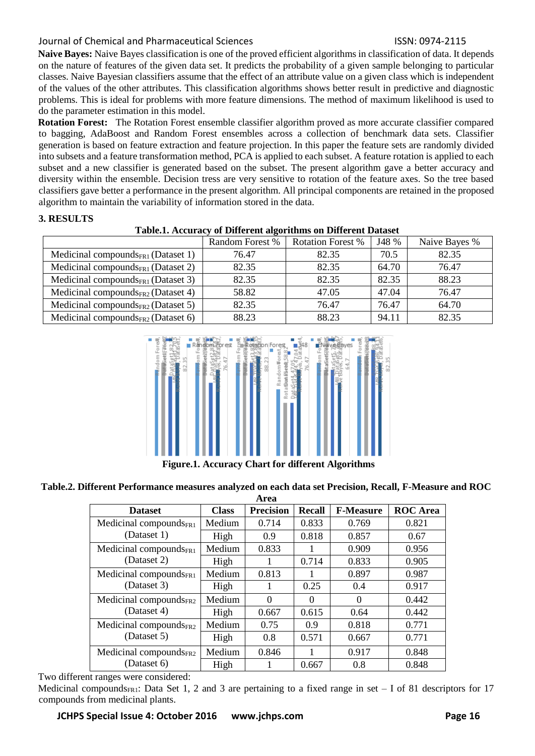**Naive Bayes:** Naive Bayes classification is one of the proved efficient algorithms in classification of data. It depends on the nature of features of the given data set. It predicts the probability of a given sample belonging to particular classes. Naive Bayesian classifiers assume that the effect of an attribute value on a given class which is independent of the values of the other attributes. This classification algorithms shows better result in predictive and diagnostic problems. This is ideal for problems with more feature dimensions. The method of maximum likelihood is used to do the parameter estimation in this model.

**Rotation Forest:** The Rotation Forest ensemble classifier algorithm proved as more accurate classifier compared to bagging, AdaBoost and Random Forest ensembles across a collection of benchmark data sets. Classifier generation is based on feature extraction and feature projection. In this paper the feature sets are randomly divided into subsets and a feature transformation method, PCA is applied to each subset. A feature rotation is applied to each subset and a new classifier is generated based on the subset. The present algorithm gave a better accuracy and diversity within the ensemble. Decision tress are very sensitive to rotation of the feature axes. So the tree based classifiers gave better a performance in the present algorithm. All principal components are retained in the proposed algorithm to maintain the variability of information stored in the data.

## 3. RESULTS

**Table.1. Accuracy of Different algorithms on Different Dataset**

| | Random Forest % | Rotation Forest % | J48 % | Naive Bayes % |
|---|---|---|---|---|
| Medicinal compounds$_{FR1}$ (Dataset 1) | 76.47 | 82.35 | 70.5 | 82.35 |
| Medicinal compounds$_{FR1}$ (Dataset 2) | 82.35 | 82.35 | 64.70 | 76.47 |
| Medicinal compounds$_{FR1}$ (Dataset 3) | 82.35 | 82.35 | 82.35 | 88.23 |
| Medicinal compounds$_{FR2}$ (Dataset 4) | 58.82 | 47.05 | 47.04 | 76.47 |
| Medicinal compounds$_{FR2}$ (Dataset 5) | 82.35 | 76.47 | 76.47 | 64.70 |
| Medicinal compounds$_{FR2}$ (Dataset 6) | 88.23 | 88.23 | 94.11 | 82.35 |

**Figure.1. Accuracy Chart for different Algorithms**

**Table.2. Different Performance measures analyzed on each data set Precision, Recall, F-Measure and ROC Area**

| Dataset | Class | Precision | Recall | F-Measure | ROC Area |
|---|---|---|---|---|---|
| Medicinal compounds$_{FR1}$ (Dataset 1) | Medium | 0.714 | 0.833 | 0.769 | 0.821 |
| | High | 0.9 | 0.818 | 0.857 | 0.67 |
| Medicinal compounds$_{FR1}$ (Dataset 2) | Medium | 0.833 | 1 | 0.909 | 0.956 |
| | High | 1 | 0.714 | 0.833 | 0.905 |
| Medicinal compounds$_{FR1}$ (Dataset 3) | Medium | 0.813 | 1 | 0.897 | 0.987 |
| | High | 1 | 0.25 | 0.4 | 0.917 |
| Medicinal compounds$_{FR2}$ (Dataset 4) | Medium | 0 | 0 | 0 | 0.442 |
| | High | 0.667 | 0.615 | 0.64 | 0.442 |
| Medicinal compounds$_{FR2}$ (Dataset 5) | Medium | 0.75 | 0.9 | 0.818 | 0.771 |
| | High | 0.8 | 0.571 | 0.667 | 0.771 |
| Medicinal compounds$_{FR2}$ (Dataset 6) | Medium | 0.846 | 1 | 0.917 | 0.848 |
| | High | 1 | 0.667 | 0.8 | 0.848 |

Two different ranges were considered:

Medicinal compounds$_{FR1}$: Data Set 1, 2 and 3 are pertaining to a fixed range in set – I of 81 descriptors for 17 compounds from medicinal plants.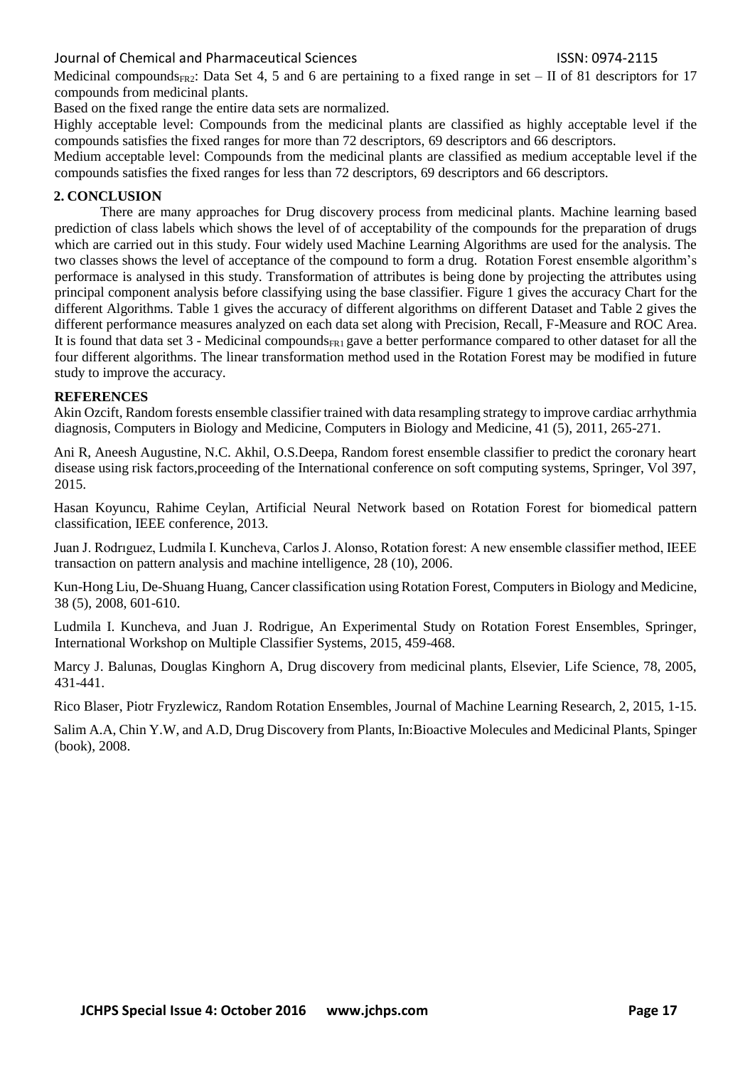Medicinal compounds$_{FR2}$: Data Set 4, 5 and 6 are pertaining to a fixed range in set – II of 81 descriptors for 17 compounds from medicinal plants.

Based on the fixed range the entire data sets are normalized.

Highly acceptable level: Compounds from the medicinal plants are classified as highly acceptable level if the compounds satisfies the fixed ranges for more than 72 descriptors, 69 descriptors and 66 descriptors.

Medium acceptable level: Compounds from the medicinal plants are classified as medium acceptable level if the compounds satisfies the fixed ranges for less than 72 descriptors, 69 descriptors and 66 descriptors.

## 2. CONCLUSION

There are many approaches for Drug discovery process from medicinal plants. Machine learning based prediction of class labels which shows the level of of acceptability of the compounds for the preparation of drugs which are carried out in this study. Four widely used Machine Learning Algorithms are used for the analysis. The two classes shows the level of acceptance of the compound to form a drug. Rotation Forest ensemble algorithm's performace is analysed in this study. Transformation of attributes is being done by projecting the attributes using principal component analysis before classifying using the base classifier. Figure 1 gives the accuracy Chart for the different Algorithms. Table 1 gives the accuracy of different algorithms on different Dataset and Table 2 gives the different performance measures analyzed on each data set along with Precision, Recall, F-Measure and ROC Area. It is found that data set 3 - Medicinal compounds$_{FR1}$ gave a better performance compared to other dataset for all the four different algorithms. The linear transformation method used in the Rotation Forest may be modified in future study to improve the accuracy.

## REFERENCES

Akin Ozcift, Random forests ensemble classifier trained with data resampling strategy to improve cardiac arrhythmia diagnosis, Computers in Biology and Medicine, Computers in Biology and Medicine, 41 (5), 2011, 265-271.

Ani R, Aneesh Augustine, N.C. Akhil, O.S.Deepa, Random forest ensemble classifier to predict the coronary heart disease using risk factors,proceeding of the International conference on soft computing systems, Springer, Vol 397, 2015.

Hasan Koyuncu, Rahime Ceylan, Artificial Neural Network based on Rotation Forest for biomedical pattern classification, IEEE conference, 2013.

Juan J. Rodrıguez, Ludmila I. Kuncheva, Carlos J. Alonso, Rotation forest: A new ensemble classifier method, IEEE transaction on pattern analysis and machine intelligence, 28 (10), 2006.

Kun-Hong Liu, De-Shuang Huang, Cancer classification using Rotation Forest, Computers in Biology and Medicine, 38 (5), 2008, 601-610.

Ludmila I. Kuncheva, and Juan J. Rodrigue, An Experimental Study on Rotation Forest Ensembles, Springer, International Workshop on Multiple Classifier Systems, 2015, 459-468.

Marcy J. Balunas, Douglas Kinghorn A, Drug discovery from medicinal plants, Elsevier, Life Science, 78, 2005, 431-441.

Rico Blaser, Piotr Fryzlewicz, Random Rotation Ensembles, Journal of Machine Learning Research, 2, 2015, 1-15.

Salim A.A, Chin Y.W, and A.D, Drug Discovery from Plants, In:Bioactive Molecules and Medicinal Plants, Spinger (book), 2008.